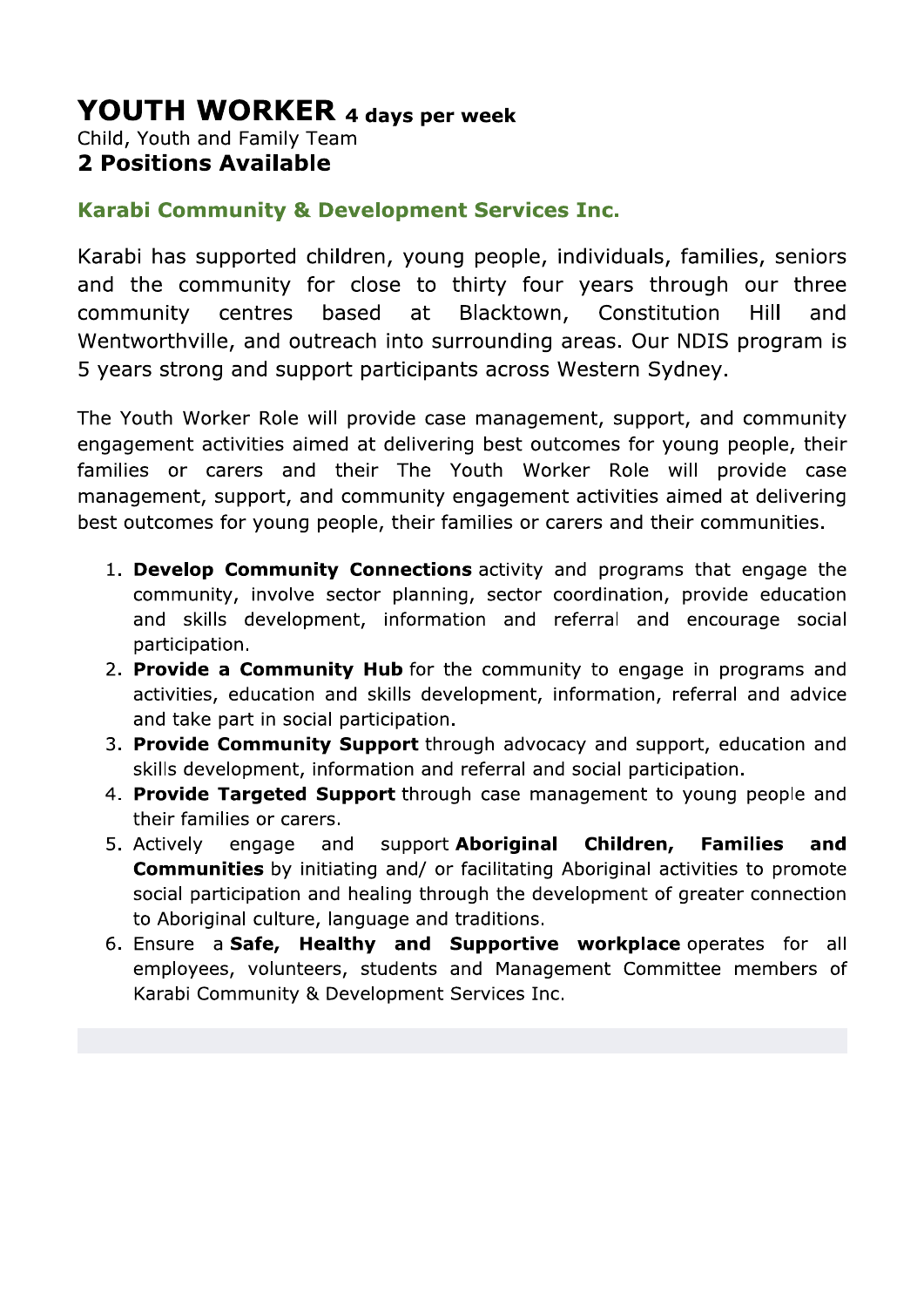# YOUTH WORKER **4 days per week**

Child, Youth and Family Team

**2 Positions Available**

## Karabi Community & Development Services Inc.

Karabi has supported children, young people, individuals, families, seniors and the community for close to thirty four years through our three community centres based at Blacktown, Constitution Hill and Wentworthville, and outreach into surrounding areas. Our NDIS program is 5 years strong and support participants across Western Sydney.

The Youth Worker Role will provide case management, support, and community engagement activities aimed at delivering best outcomes for young people, their families or carers and their The Youth Worker Role will provide case management, support, and community engagement activities aimed at delivering best outcomes for young people, their families or carers and their communities.

1. **Develop Community Connections** activity and programs that engage the community, involve sector planning, sector coordination, provide education and skills development, information and referral and encourage social participation.
2. **Provide a Community Hub** for the community to engage in programs and activities, education and skills development, information, referral and advice and take part in social participation.
3. **Provide Community Support** through advocacy and support, education and skills development, information and referral and social participation.
4. **Provide Targeted Support** through case management to young people and their families or carers.
5. Actively engage and support **Aboriginal Children, Families and Communities** by initiating and/ or facilitating Aboriginal activities to promote social participation and healing through the development of greater connection to Aboriginal culture, language and traditions.
6. Ensure a **Safe, Healthy and Supportive workplace** operates for all employees, volunteers, students and Management Committee members of Karabi Community & Development Services Inc.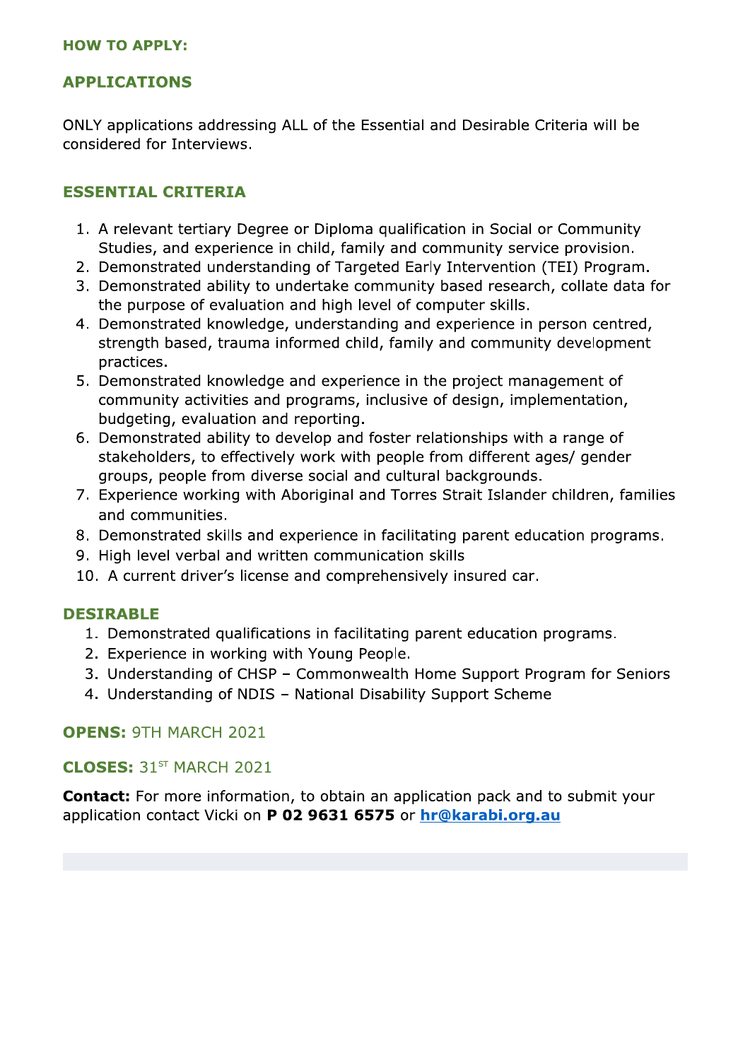### HOW TO APPLY:

## APPLICATIONS

ONLY applications addressing ALL of the Essential and Desirable Criteria will be considered for Interviews.

## ESSENTIAL CRITERIA

1. A relevant tertiary Degree or Diploma qualification in Social or Community Studies, and experience in child, family and community service provision.
2. Demonstrated understanding of Targeted Early Intervention (TEI) Program.
3. Demonstrated ability to undertake community based research, collate data for the purpose of evaluation and high level of computer skills.
4. Demonstrated knowledge, understanding and experience in person centred, strength based, trauma informed child, family and community development practices.
5. Demonstrated knowledge and experience in the project management of community activities and programs, inclusive of design, implementation, budgeting, evaluation and reporting.
6. Demonstrated ability to develop and foster relationships with a range of stakeholders, to effectively work with people from different ages/ gender groups, people from diverse social and cultural backgrounds.
7. Experience working with Aboriginal and Torres Strait Islander children, families and communities.
8. Demonstrated skills and experience in facilitating parent education programs.
9. High level verbal and written communication skills
10. A current driver's license and comprehensively insured car.

## DESIRABLE

1. Demonstrated qualifications in facilitating parent education programs.
2. Experience in working with Young People.
3. Understanding of CHSP – Commonwealth Home Support Program for Seniors
4. Understanding of NDIS – National Disability Support Scheme

**OPENS:** 9TH MARCH 2021

**CLOSES:** 31ST MARCH 2021

**Contact:** For more information, to obtain an application pack and to submit your application contact Vicki on **P 02 9631 6575** or **hr@karabi.org.au**